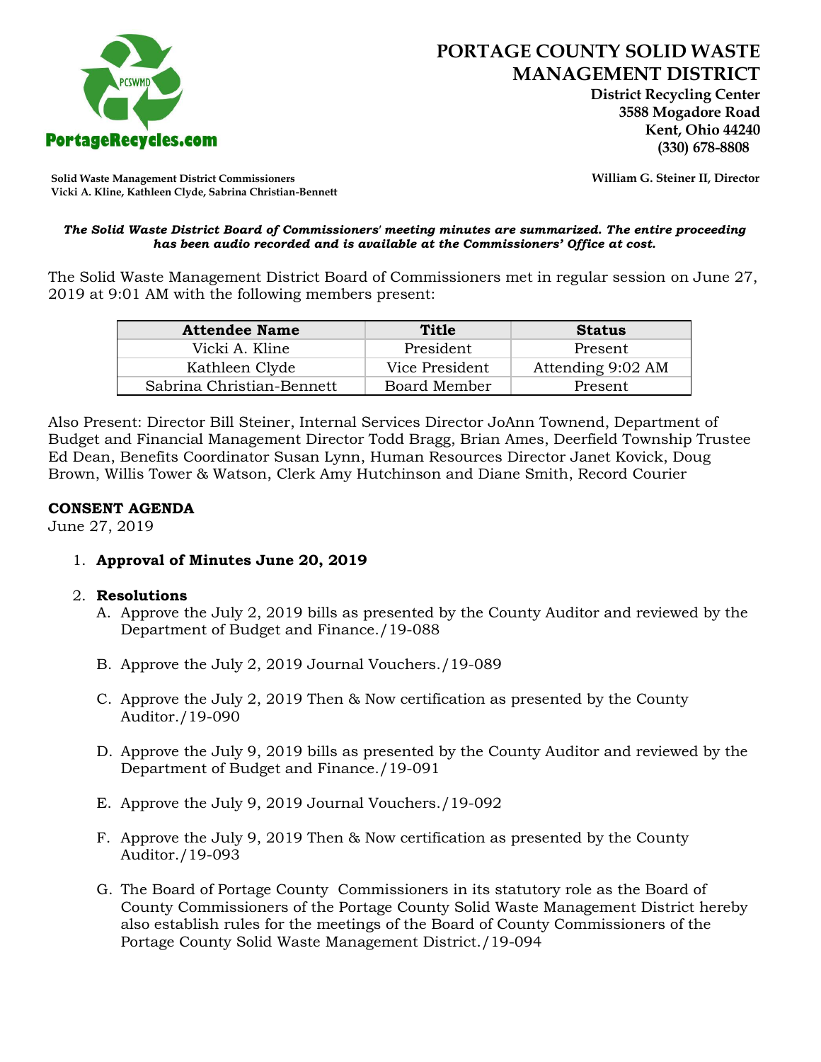# PORTAGE COUNTY SOLID WASTE MANAGEMENT DISTRICT

**District Recycling Center**
**3588 Mogadore Road**
**Kent, Ohio 44240**
**(330) 678-8808**

PortageRecycles.com

**Solid Waste Management District Commissioners**
**Vicki A. Kline, Kathleen Clyde, Sabrina Christian-Bennett**

**William G. Steiner II, Director**

***The Solid Waste District Board of Commissioners' meeting minutes are summarized. The entire proceeding has been audio recorded and is available at the Commissioners' Office at cost.***

The Solid Waste Management District Board of Commissioners met in regular session on June 27, 2019 at 9:01 AM with the following members present:

| Attendee Name | Title | Status |
|---|---|---|
| Vicki A. Kline | President | Present |
| Kathleen Clyde | Vice President | Attending 9:02 AM |
| Sabrina Christian-Bennett | Board Member | Present |

Also Present: Director Bill Steiner, Internal Services Director JoAnn Townend, Department of Budget and Financial Management Director Todd Bragg, Brian Ames, Deerfield Township Trustee Ed Dean, Benefits Coordinator Susan Lynn, Human Resources Director Janet Kovick, Doug Brown, Willis Tower & Watson, Clerk Amy Hutchinson and Diane Smith, Record Courier

**CONSENT AGENDA**
June 27, 2019

1. **Approval of Minutes June 20, 2019**

2. **Resolutions**
   A. Approve the July 2, 2019 bills as presented by the County Auditor and reviewed by the Department of Budget and Finance./19-088

   B. Approve the July 2, 2019 Journal Vouchers./19-089

   C. Approve the July 2, 2019 Then & Now certification as presented by the County Auditor./19-090

   D. Approve the July 9, 2019 bills as presented by the County Auditor and reviewed by the Department of Budget and Finance./19-091

   E. Approve the July 9, 2019 Journal Vouchers./19-092

   F. Approve the July 9, 2019 Then & Now certification as presented by the County Auditor./19-093

   G. The Board of Portage County Commissioners in its statutory role as the Board of County Commissioners of the Portage County Solid Waste Management District hereby also establish rules for the meetings of the Board of County Commissioners of the Portage County Solid Waste Management District./19-094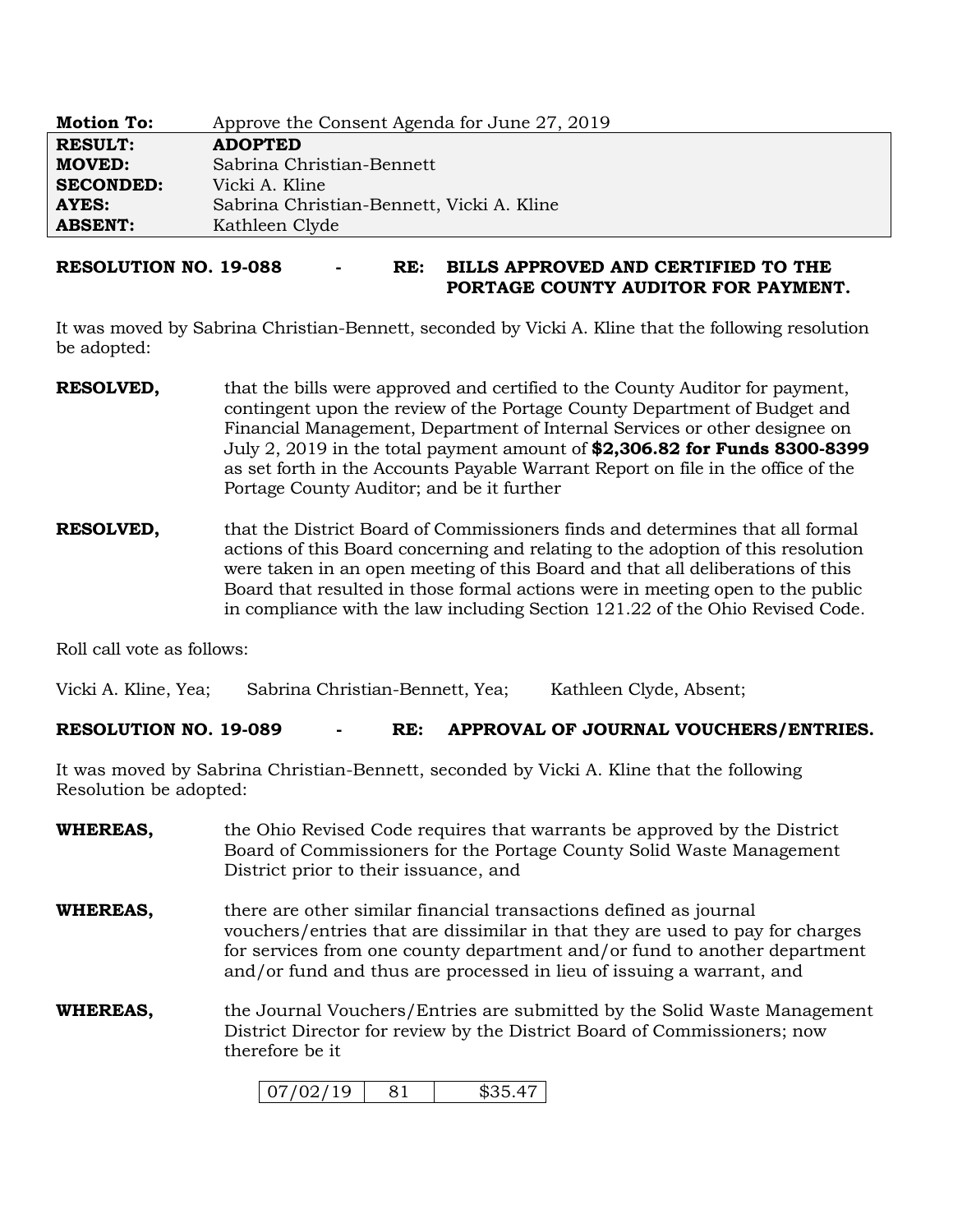| **Motion To:** | Approve the Consent Agenda for June 27, 2019 |
|---|---|
| **RESULT:** | **ADOPTED** |
| **MOVED:** | Sabrina Christian-Bennett |
| **SECONDED:** | Vicki A. Kline |
| **AYES:** | Sabrina Christian-Bennett, Vicki A. Kline |
| **ABSENT:** | Kathleen Clyde |

**RESOLUTION NO. 19-088 - RE: BILLS APPROVED AND CERTIFIED TO THE PORTAGE COUNTY AUDITOR FOR PAYMENT.**

It was moved by Sabrina Christian-Bennett, seconded by Vicki A. Kline that the following resolution be adopted:

**RESOLVED,** that the bills were approved and certified to the County Auditor for payment, contingent upon the review of the Portage County Department of Budget and Financial Management, Department of Internal Services or other designee on July 2, 2019 in the total payment amount of **$2,306.82 for Funds 8300-8399** as set forth in the Accounts Payable Warrant Report on file in the office of the Portage County Auditor; and be it further

**RESOLVED,** that the District Board of Commissioners finds and determines that all formal actions of this Board concerning and relating to the adoption of this resolution were taken in an open meeting of this Board and that all deliberations of this Board that resulted in those formal actions were in meeting open to the public in compliance with the law including Section 121.22 of the Ohio Revised Code.

Roll call vote as follows:

Vicki A. Kline, Yea; Sabrina Christian-Bennett, Yea; Kathleen Clyde, Absent;

**RESOLUTION NO. 19-089 - RE: APPROVAL OF JOURNAL VOUCHERS/ENTRIES.**

It was moved by Sabrina Christian-Bennett, seconded by Vicki A. Kline that the following Resolution be adopted:

**WHEREAS,** the Ohio Revised Code requires that warrants be approved by the District Board of Commissioners for the Portage County Solid Waste Management District prior to their issuance, and

**WHEREAS,** there are other similar financial transactions defined as journal vouchers/entries that are dissimilar in that they are used to pay for charges for services from one county department and/or fund to another department and/or fund and thus are processed in lieu of issuing a warrant, and

**WHEREAS,** the Journal Vouchers/Entries are submitted by the Solid Waste Management District Director for review by the District Board of Commissioners; now therefore be it

| 07/02/19 | 81 | $35.47 |
|---|---|---|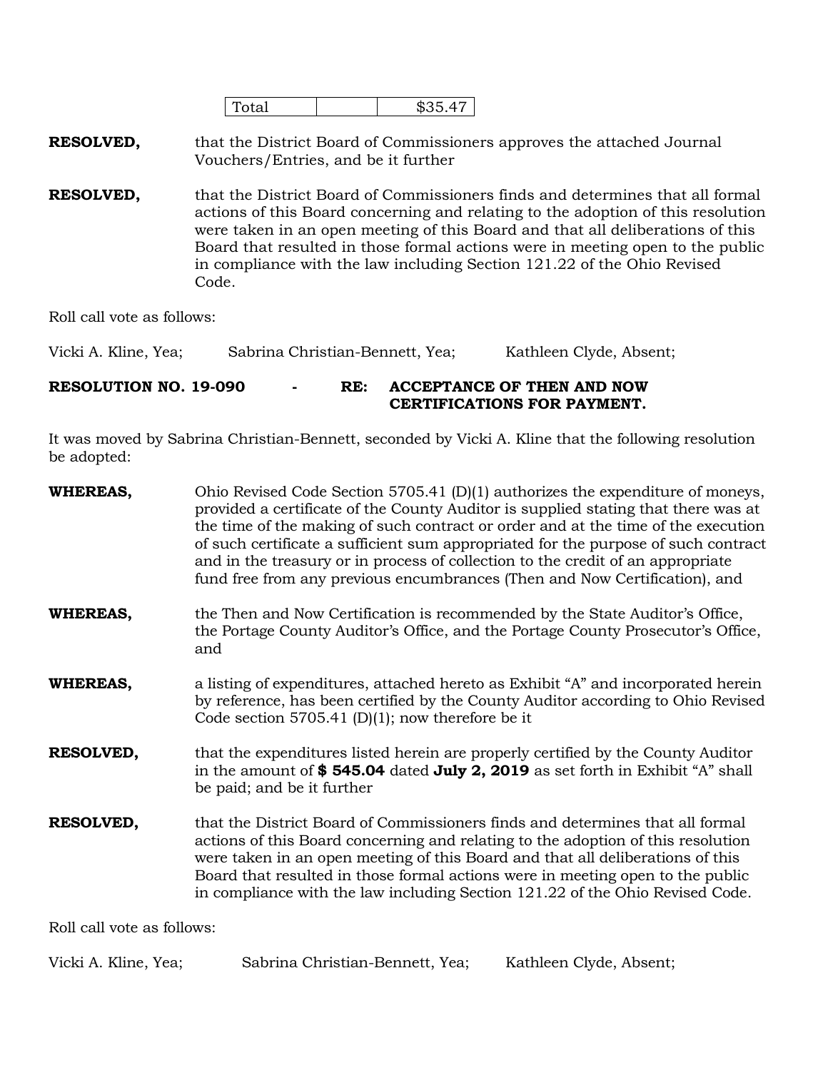| Total | | $35.47 |
|---|---|---|

**RESOLVED,** that the District Board of Commissioners approves the attached Journal Vouchers/Entries, and be it further

**RESOLVED,** that the District Board of Commissioners finds and determines that all formal actions of this Board concerning and relating to the adoption of this resolution were taken in an open meeting of this Board and that all deliberations of this Board that resulted in those formal actions were in meeting open to the public in compliance with the law including Section 121.22 of the Ohio Revised Code.

Roll call vote as follows:

Vicki A. Kline, Yea; Sabrina Christian-Bennett, Yea; Kathleen Clyde, Absent;

**RESOLUTION NO. 19-090 - RE: ACCEPTANCE OF THEN AND NOW CERTIFICATIONS FOR PAYMENT.**

It was moved by Sabrina Christian-Bennett, seconded by Vicki A. Kline that the following resolution be adopted:

**WHEREAS,** Ohio Revised Code Section 5705.41 (D)(1) authorizes the expenditure of moneys, provided a certificate of the County Auditor is supplied stating that there was at the time of the making of such contract or order and at the time of the execution of such certificate a sufficient sum appropriated for the purpose of such contract and in the treasury or in process of collection to the credit of an appropriate fund free from any previous encumbrances (Then and Now Certification), and

**WHEREAS,** the Then and Now Certification is recommended by the State Auditor's Office, the Portage County Auditor's Office, and the Portage County Prosecutor's Office, and

**WHEREAS,** a listing of expenditures, attached hereto as Exhibit "A" and incorporated herein by reference, has been certified by the County Auditor according to Ohio Revised Code section 5705.41 (D)(1); now therefore be it

**RESOLVED,** that the expenditures listed herein are properly certified by the County Auditor in the amount of **$ 545.04** dated **July 2, 2019** as set forth in Exhibit "A" shall be paid; and be it further

**RESOLVED,** that the District Board of Commissioners finds and determines that all formal actions of this Board concerning and relating to the adoption of this resolution were taken in an open meeting of this Board and that all deliberations of this Board that resulted in those formal actions were in meeting open to the public in compliance with the law including Section 121.22 of the Ohio Revised Code.

Roll call vote as follows:

Vicki A. Kline, Yea; Sabrina Christian-Bennett, Yea; Kathleen Clyde, Absent;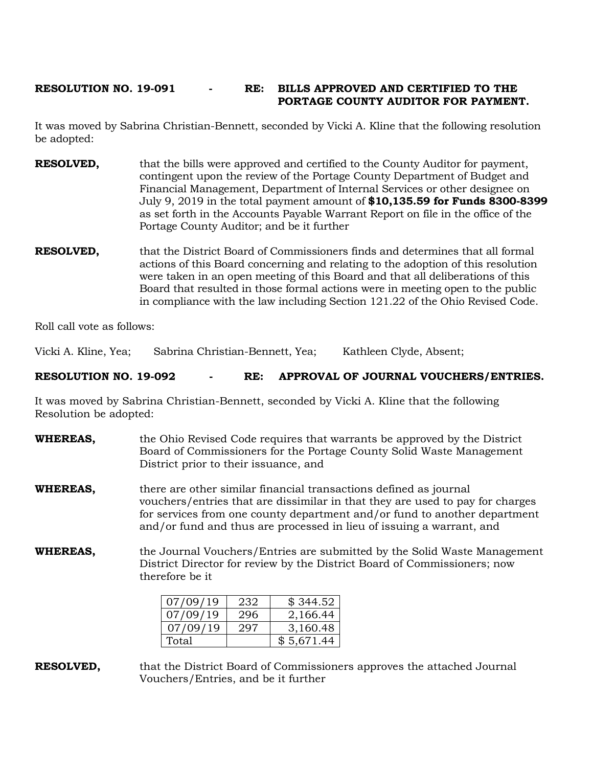**RESOLUTION NO. 19-091 - RE: BILLS APPROVED AND CERTIFIED TO THE PORTAGE COUNTY AUDITOR FOR PAYMENT.**

It was moved by Sabrina Christian-Bennett, seconded by Vicki A. Kline that the following resolution be adopted:

**RESOLVED,** that the bills were approved and certified to the County Auditor for payment, contingent upon the review of the Portage County Department of Budget and Financial Management, Department of Internal Services or other designee on July 9, 2019 in the total payment amount of **$10,135.59 for Funds 8300-8399** as set forth in the Accounts Payable Warrant Report on file in the office of the Portage County Auditor; and be it further

**RESOLVED,** that the District Board of Commissioners finds and determines that all formal actions of this Board concerning and relating to the adoption of this resolution were taken in an open meeting of this Board and that all deliberations of this Board that resulted in those formal actions were in meeting open to the public in compliance with the law including Section 121.22 of the Ohio Revised Code.

Roll call vote as follows:

Vicki A. Kline, Yea; Sabrina Christian-Bennett, Yea; Kathleen Clyde, Absent;

**RESOLUTION NO. 19-092 - RE: APPROVAL OF JOURNAL VOUCHERS/ENTRIES.**

It was moved by Sabrina Christian-Bennett, seconded by Vicki A. Kline that the following Resolution be adopted:

**WHEREAS,** the Ohio Revised Code requires that warrants be approved by the District Board of Commissioners for the Portage County Solid Waste Management District prior to their issuance, and

**WHEREAS,** there are other similar financial transactions defined as journal vouchers/entries that are dissimilar in that they are used to pay for charges for services from one county department and/or fund to another department and/or fund and thus are processed in lieu of issuing a warrant, and

**WHEREAS,** the Journal Vouchers/Entries are submitted by the Solid Waste Management District Director for review by the District Board of Commissioners; now therefore be it

| | | |
|---|---|---|
| 07/09/19 | 232 | $ 344.52 |
| 07/09/19 | 296 | 2,166.44 |
| 07/09/19 | 297 | 3,160.48 |
| Total | | $ 5,671.44 |

**RESOLVED,** that the District Board of Commissioners approves the attached Journal Vouchers/Entries, and be it further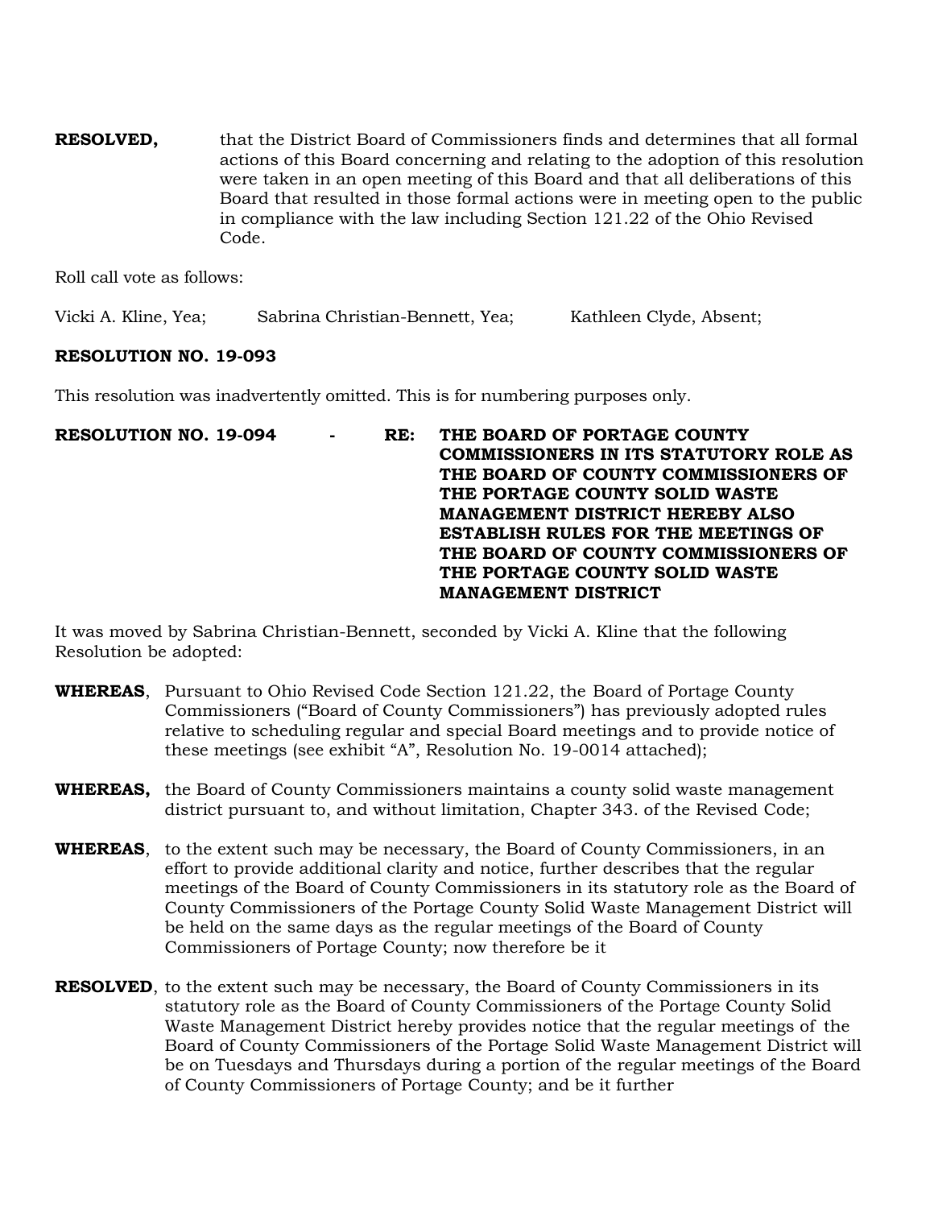**RESOLVED,** that the District Board of Commissioners finds and determines that all formal actions of this Board concerning and relating to the adoption of this resolution were taken in an open meeting of this Board and that all deliberations of this Board that resulted in those formal actions were in meeting open to the public in compliance with the law including Section 121.22 of the Ohio Revised Code.

Roll call vote as follows:

Vicki A. Kline, Yea; Sabrina Christian-Bennett, Yea; Kathleen Clyde, Absent;

**RESOLUTION NO. 19-093**

This resolution was inadvertently omitted. This is for numbering purposes only.

**RESOLUTION NO. 19-094 - RE: THE BOARD OF PORTAGE COUNTY COMMISSIONERS IN ITS STATUTORY ROLE AS THE BOARD OF COUNTY COMMISSIONERS OF THE PORTAGE COUNTY SOLID WASTE MANAGEMENT DISTRICT HEREBY ALSO ESTABLISH RULES FOR THE MEETINGS OF THE BOARD OF COUNTY COMMISSIONERS OF THE PORTAGE COUNTY SOLID WASTE MANAGEMENT DISTRICT**

It was moved by Sabrina Christian-Bennett, seconded by Vicki A. Kline that the following Resolution be adopted:

**WHEREAS**, Pursuant to Ohio Revised Code Section 121.22, the Board of Portage County Commissioners ("Board of County Commissioners") has previously adopted rules relative to scheduling regular and special Board meetings and to provide notice of these meetings (see exhibit "A", Resolution No. 19-0014 attached);

**WHEREAS,** the Board of County Commissioners maintains a county solid waste management district pursuant to, and without limitation, Chapter 343. of the Revised Code;

**WHEREAS**, to the extent such may be necessary, the Board of County Commissioners, in an effort to provide additional clarity and notice, further describes that the regular meetings of the Board of County Commissioners in its statutory role as the Board of County Commissioners of the Portage County Solid Waste Management District will be held on the same days as the regular meetings of the Board of County Commissioners of Portage County; now therefore be it

**RESOLVED**, to the extent such may be necessary, the Board of County Commissioners in its statutory role as the Board of County Commissioners of the Portage County Solid Waste Management District hereby provides notice that the regular meetings of the Board of County Commissioners of the Portage Solid Waste Management District will be on Tuesdays and Thursdays during a portion of the regular meetings of the Board of County Commissioners of Portage County; and be it further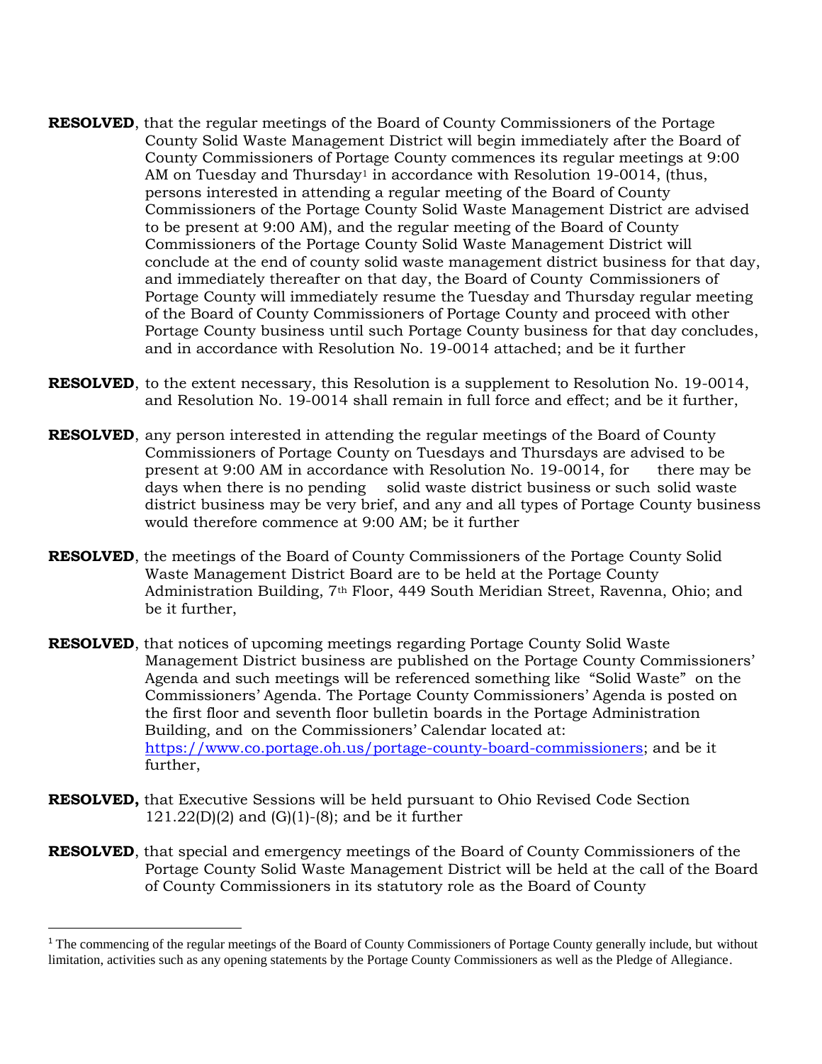**RESOLVED**, that the regular meetings of the Board of County Commissioners of the Portage County Solid Waste Management District will begin immediately after the Board of County Commissioners of Portage County commences its regular meetings at 9:00 AM on Tuesday and Thursday[1] in accordance with Resolution 19-0014, (thus, persons interested in attending a regular meeting of the Board of County Commissioners of the Portage County Solid Waste Management District are advised to be present at 9:00 AM), and the regular meeting of the Board of County Commissioners of the Portage County Solid Waste Management District will conclude at the end of county solid waste management district business for that day, and immediately thereafter on that day, the Board of County Commissioners of Portage County will immediately resume the Tuesday and Thursday regular meeting of the Board of County Commissioners of Portage County and proceed with other Portage County business until such Portage County business for that day concludes, and in accordance with Resolution No. 19-0014 attached; and be it further

**RESOLVED**, to the extent necessary, this Resolution is a supplement to Resolution No. 19-0014, and Resolution No. 19-0014 shall remain in full force and effect; and be it further,

**RESOLVED**, any person interested in attending the regular meetings of the Board of County Commissioners of Portage County on Tuesdays and Thursdays are advised to be present at 9:00 AM in accordance with Resolution No. 19-0014, for there may be days when there is no pending solid waste district business or such solid waste district business may be very brief, and any and all types of Portage County business would therefore commence at 9:00 AM; be it further

**RESOLVED**, the meetings of the Board of County Commissioners of the Portage County Solid Waste Management District Board are to be held at the Portage County Administration Building, 7th Floor, 449 South Meridian Street, Ravenna, Ohio; and be it further,

**RESOLVED**, that notices of upcoming meetings regarding Portage County Solid Waste Management District business are published on the Portage County Commissioners' Agenda and such meetings will be referenced something like "Solid Waste" on the Commissioners' Agenda. The Portage County Commissioners' Agenda is posted on the first floor and seventh floor bulletin boards in the Portage Administration Building, and on the Commissioners' Calendar located at: https://www.co.portage.oh.us/portage-county-board-commissioners; and be it further,

**RESOLVED,** that Executive Sessions will be held pursuant to Ohio Revised Code Section 121.22(D)(2) and (G)(1)-(8); and be it further

**RESOLVED**, that special and emergency meetings of the Board of County Commissioners of the Portage County Solid Waste Management District will be held at the call of the Board of County Commissioners in its statutory role as the Board of County

---

[1] The commencing of the regular meetings of the Board of County Commissioners of Portage County generally include, but without limitation, activities such as any opening statements by the Portage County Commissioners as well as the Pledge of Allegiance.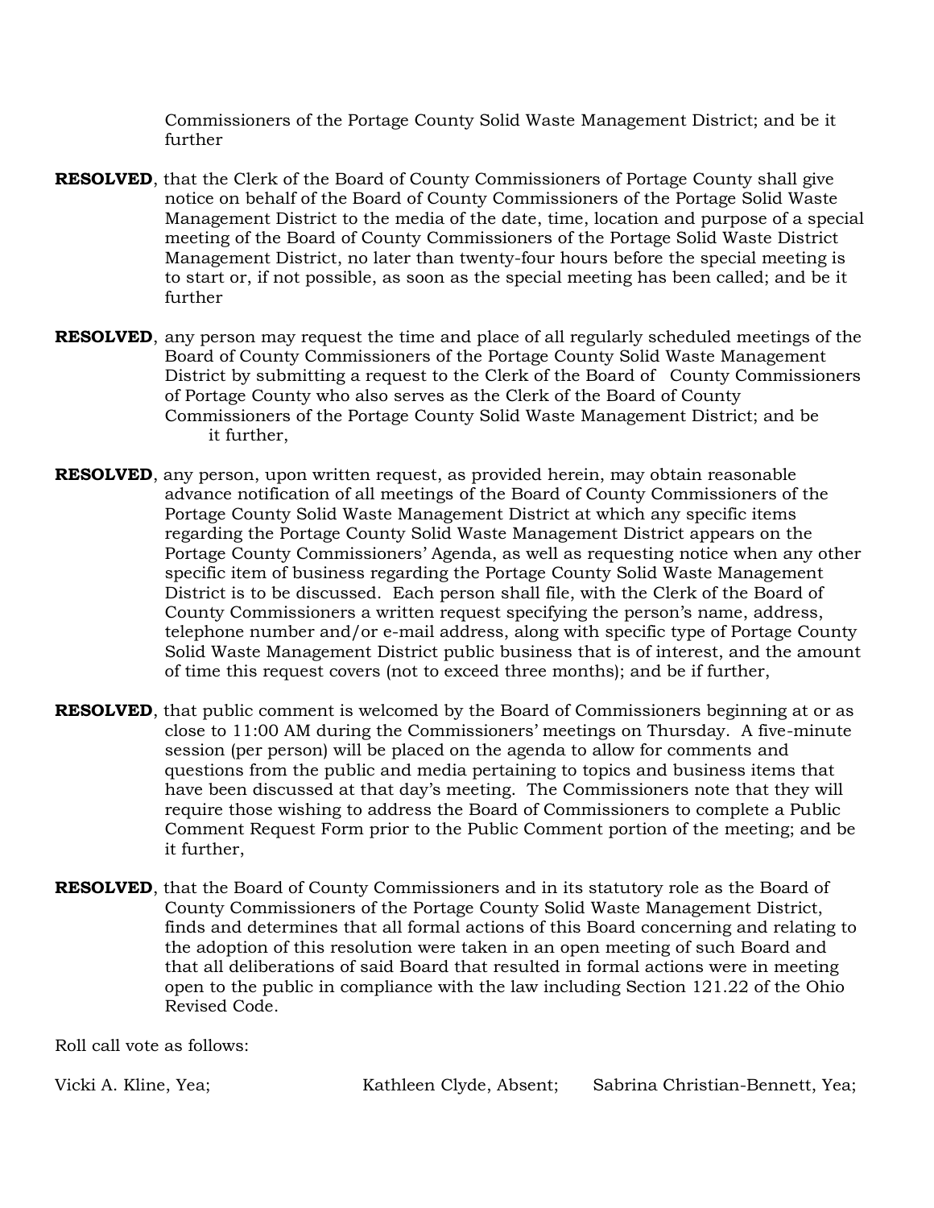Commissioners of the Portage County Solid Waste Management District; and be it further

**RESOLVED**, that the Clerk of the Board of County Commissioners of Portage County shall give notice on behalf of the Board of County Commissioners of the Portage Solid Waste Management District to the media of the date, time, location and purpose of a special meeting of the Board of County Commissioners of the Portage Solid Waste District Management District, no later than twenty-four hours before the special meeting is to start or, if not possible, as soon as the special meeting has been called; and be it further

**RESOLVED**, any person may request the time and place of all regularly scheduled meetings of the Board of County Commissioners of the Portage County Solid Waste Management District by submitting a request to the Clerk of the Board of County Commissioners of Portage County who also serves as the Clerk of the Board of County Commissioners of the Portage County Solid Waste Management District; and be it further,

**RESOLVED**, any person, upon written request, as provided herein, may obtain reasonable advance notification of all meetings of the Board of County Commissioners of the Portage County Solid Waste Management District at which any specific items regarding the Portage County Solid Waste Management District appears on the Portage County Commissioners' Agenda, as well as requesting notice when any other specific item of business regarding the Portage County Solid Waste Management District is to be discussed. Each person shall file, with the Clerk of the Board of County Commissioners a written request specifying the person's name, address, telephone number and/or e-mail address, along with specific type of Portage County Solid Waste Management District public business that is of interest, and the amount of time this request covers (not to exceed three months); and be if further,

**RESOLVED**, that public comment is welcomed by the Board of Commissioners beginning at or as close to 11:00 AM during the Commissioners' meetings on Thursday. A five-minute session (per person) will be placed on the agenda to allow for comments and questions from the public and media pertaining to topics and business items that have been discussed at that day's meeting. The Commissioners note that they will require those wishing to address the Board of Commissioners to complete a Public Comment Request Form prior to the Public Comment portion of the meeting; and be it further,

**RESOLVED**, that the Board of County Commissioners and in its statutory role as the Board of County Commissioners of the Portage County Solid Waste Management District, finds and determines that all formal actions of this Board concerning and relating to the adoption of this resolution were taken in an open meeting of such Board and that all deliberations of said Board that resulted in formal actions were in meeting open to the public in compliance with the law including Section 121.22 of the Ohio Revised Code.

Roll call vote as follows:

Vicki A. Kline, Yea; Kathleen Clyde, Absent; Sabrina Christian-Bennett, Yea;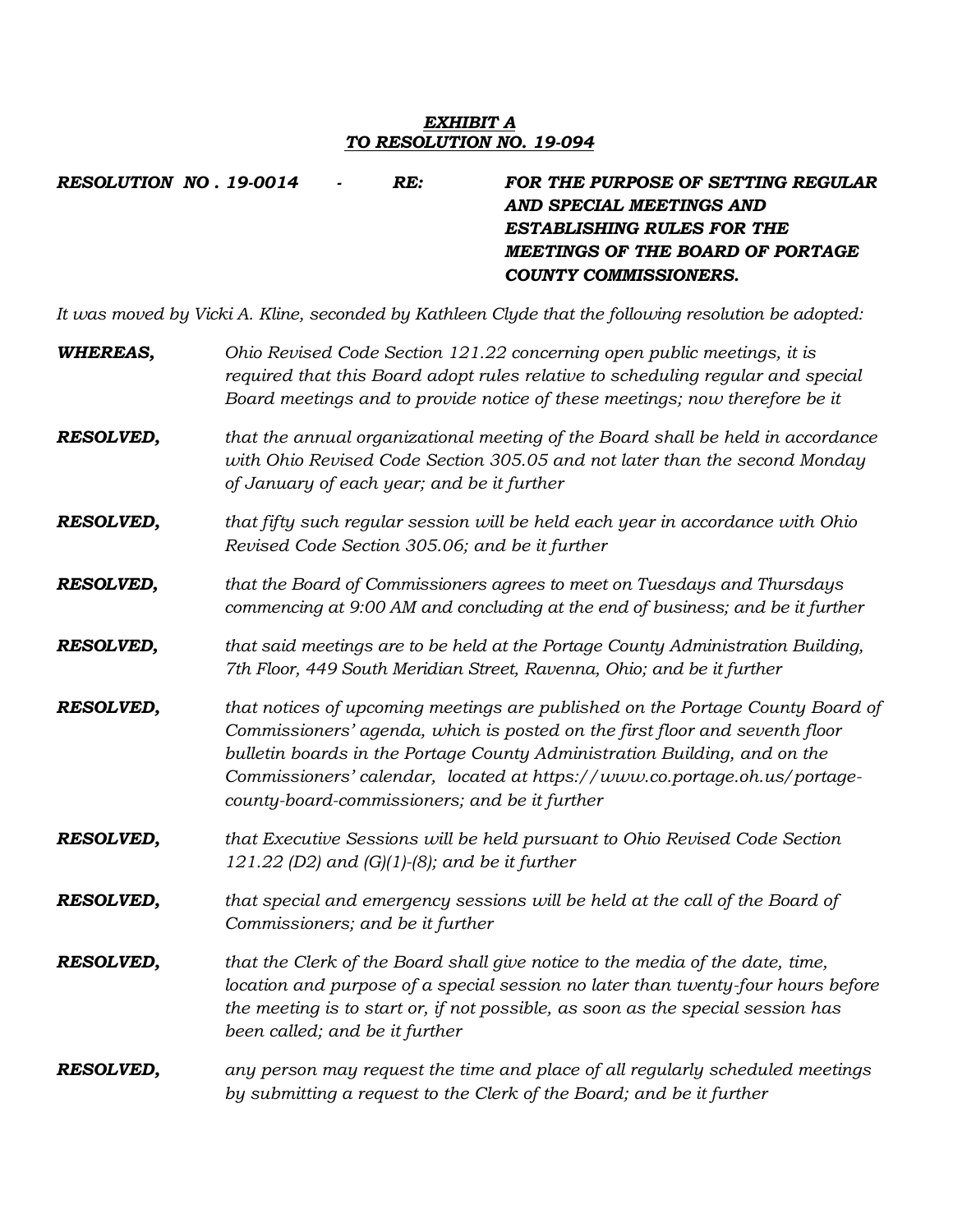***EXHIBIT A***
***TO RESOLUTION NO. 19-094***

***RESOLUTION NO . 19-0014 - RE: FOR THE PURPOSE OF SETTING REGULAR AND SPECIAL MEETINGS AND ESTABLISHING RULES FOR THE MEETINGS OF THE BOARD OF PORTAGE COUNTY COMMISSIONERS.***

*It was moved by Vicki A. Kline, seconded by Kathleen Clyde that the following resolution be adopted:*

***WHEREAS,*** *Ohio Revised Code Section 121.22 concerning open public meetings, it is required that this Board adopt rules relative to scheduling regular and special Board meetings and to provide notice of these meetings; now therefore be it*

***RESOLVED,*** *that the annual organizational meeting of the Board shall be held in accordance with Ohio Revised Code Section 305.05 and not later than the second Monday of January of each year; and be it further*

***RESOLVED,*** *that fifty such regular session will be held each year in accordance with Ohio Revised Code Section 305.06; and be it further*

***RESOLVED,*** *that the Board of Commissioners agrees to meet on Tuesdays and Thursdays commencing at 9:00 AM and concluding at the end of business; and be it further*

***RESOLVED,*** *that said meetings are to be held at the Portage County Administration Building, 7th Floor, 449 South Meridian Street, Ravenna, Ohio; and be it further*

***RESOLVED,*** *that notices of upcoming meetings are published on the Portage County Board of Commissioners' agenda, which is posted on the first floor and seventh floor bulletin boards in the Portage County Administration Building, and on the Commissioners' calendar, located at https://www.co.portage.oh.us/portage-county-board-commissioners; and be it further*

***RESOLVED,*** *that Executive Sessions will be held pursuant to Ohio Revised Code Section 121.22 (D2) and (G)(1)-(8); and be it further*

***RESOLVED,*** *that special and emergency sessions will be held at the call of the Board of Commissioners; and be it further*

***RESOLVED,*** *that the Clerk of the Board shall give notice to the media of the date, time, location and purpose of a special session no later than twenty-four hours before the meeting is to start or, if not possible, as soon as the special session has been called; and be it further*

***RESOLVED,*** *any person may request the time and place of all regularly scheduled meetings by submitting a request to the Clerk of the Board; and be it further*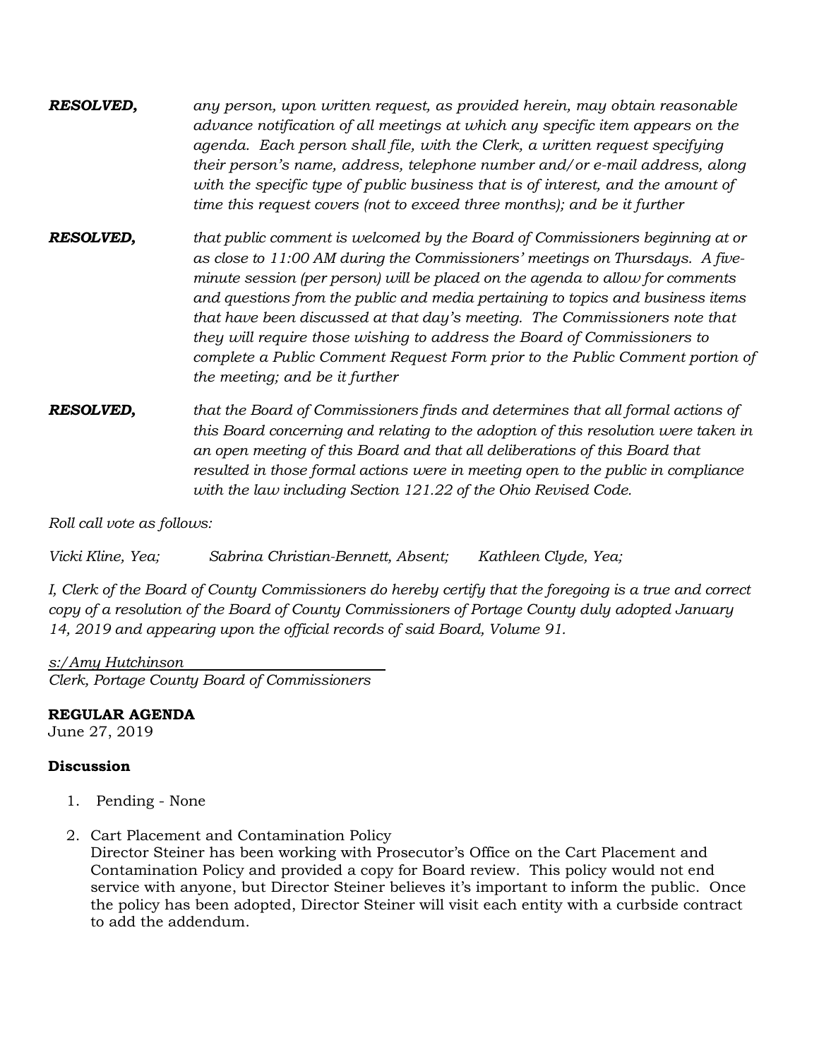***RESOLVED,*** *any person, upon written request, as provided herein, may obtain reasonable advance notification of all meetings at which any specific item appears on the agenda. Each person shall file, with the Clerk, a written request specifying their person's name, address, telephone number and/or e-mail address, along with the specific type of public business that is of interest, and the amount of time this request covers (not to exceed three months); and be it further*

***RESOLVED,*** *that public comment is welcomed by the Board of Commissioners beginning at or as close to 11:00 AM during the Commissioners' meetings on Thursdays. A five-minute session (per person) will be placed on the agenda to allow for comments and questions from the public and media pertaining to topics and business items that have been discussed at that day's meeting. The Commissioners note that they will require those wishing to address the Board of Commissioners to complete a Public Comment Request Form prior to the Public Comment portion of the meeting; and be it further*

***RESOLVED,*** *that the Board of Commissioners finds and determines that all formal actions of this Board concerning and relating to the adoption of this resolution were taken in an open meeting of this Board and that all deliberations of this Board that resulted in those formal actions were in meeting open to the public in compliance with the law including Section 121.22 of the Ohio Revised Code.*

*Roll call vote as follows:*

*Vicki Kline, Yea; Sabrina Christian-Bennett, Absent; Kathleen Clyde, Yea;*

*I, Clerk of the Board of County Commissioners do hereby certify that the foregoing is a true and correct copy of a resolution of the Board of County Commissioners of Portage County duly adopted January 14, 2019 and appearing upon the official records of said Board, Volume 91.*

*s:/Amy Hutchinson*
*Clerk, Portage County Board of Commissioners*

**REGULAR AGENDA**
June 27, 2019

**Discussion**

1. Pending - None

2. Cart Placement and Contamination Policy
Director Steiner has been working with Prosecutor's Office on the Cart Placement and Contamination Policy and provided a copy for Board review. This policy would not end service with anyone, but Director Steiner believes it's important to inform the public. Once the policy has been adopted, Director Steiner will visit each entity with a curbside contract to add the addendum.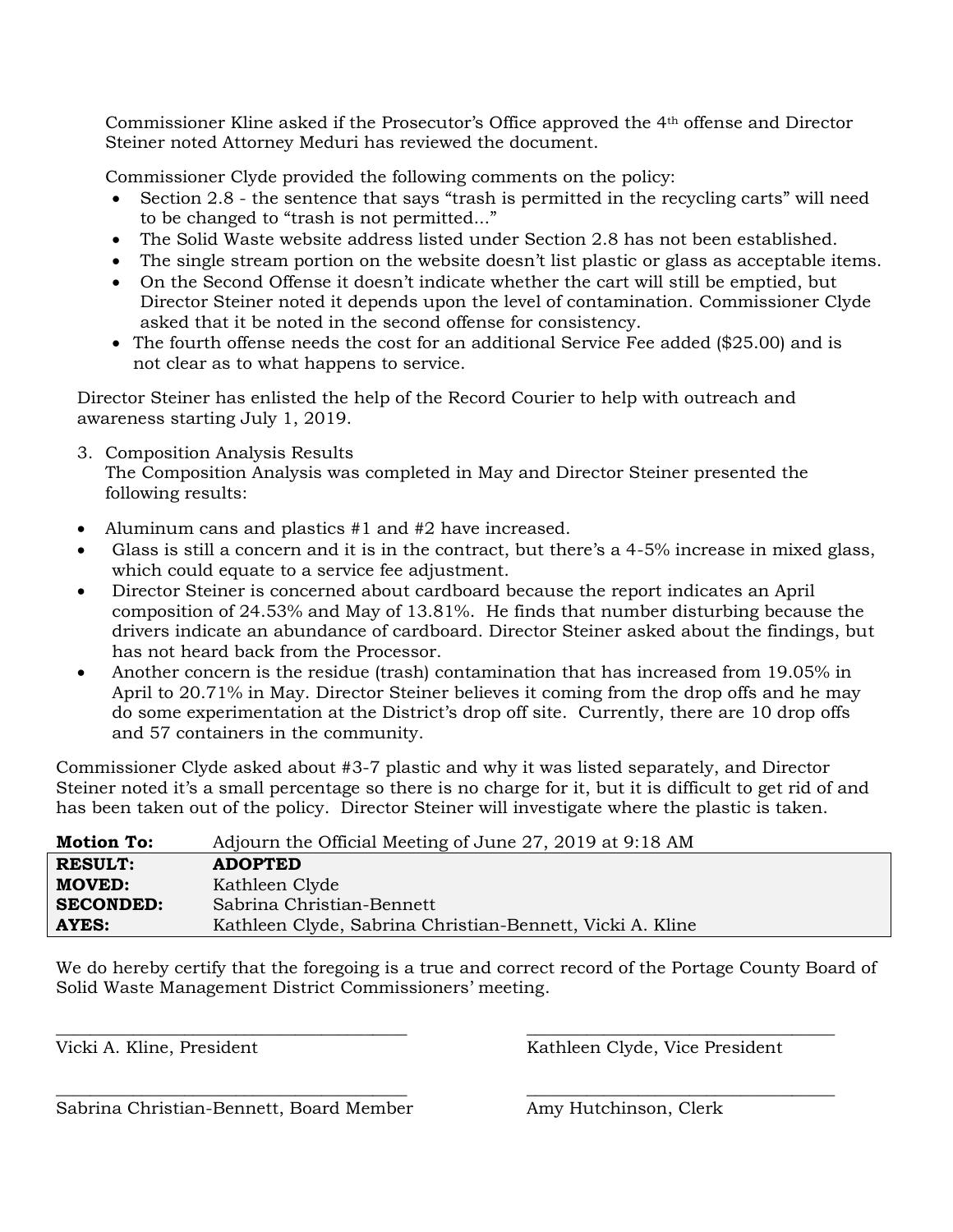Commissioner Kline asked if the Prosecutor's Office approved the 4th offense and Director Steiner noted Attorney Meduri has reviewed the document.

Commissioner Clyde provided the following comments on the policy:

- Section 2.8 - the sentence that says "trash is permitted in the recycling carts" will need to be changed to "trash is not permitted..."
- The Solid Waste website address listed under Section 2.8 has not been established.
- The single stream portion on the website doesn't list plastic or glass as acceptable items.
- On the Second Offense it doesn't indicate whether the cart will still be emptied, but Director Steiner noted it depends upon the level of contamination. Commissioner Clyde asked that it be noted in the second offense for consistency.
- The fourth offense needs the cost for an additional Service Fee added ($25.00) and is not clear as to what happens to service.

Director Steiner has enlisted the help of the Record Courier to help with outreach and awareness starting July 1, 2019.

3. Composition Analysis Results
   The Composition Analysis was completed in May and Director Steiner presented the following results:

- Aluminum cans and plastics #1 and #2 have increased.
- Glass is still a concern and it is in the contract, but there's a 4-5% increase in mixed glass, which could equate to a service fee adjustment.
- Director Steiner is concerned about cardboard because the report indicates an April composition of 24.53% and May of 13.81%. He finds that number disturbing because the drivers indicate an abundance of cardboard. Director Steiner asked about the findings, but has not heard back from the Processor.
- Another concern is the residue (trash) contamination that has increased from 19.05% in April to 20.71% in May. Director Steiner believes it coming from the drop offs and he may do some experimentation at the District's drop off site. Currently, there are 10 drop offs and 57 containers in the community.

Commissioner Clyde asked about #3-7 plastic and why it was listed separately, and Director Steiner noted it's a small percentage so there is no charge for it, but it is difficult to get rid of and has been taken out of the policy. Director Steiner will investigate where the plastic is taken.

| **Motion To:** | Adjourn the Official Meeting of June 27, 2019 at 9:18 AM |
|---|---|
| **RESULT:** | **ADOPTED** |
| **MOVED:** | Kathleen Clyde |
| **SECONDED:** | Sabrina Christian-Bennett |
| **AYES:** | Kathleen Clyde, Sabrina Christian-Bennett, Vicki A. Kline |

We do hereby certify that the foregoing is a true and correct record of the Portage County Board of Solid Waste Management District Commissioners' meeting.

\_\_\_\_\_\_\_\_\_\_\_\_\_\_\_\_\_\_\_\_\_\_\_\_\_\_\_\_\_\_\_\_\_\_\_\_\_\_\_
Vicki A. Kline, President

\_\_\_\_\_\_\_\_\_\_\_\_\_\_\_\_\_\_\_\_\_\_\_\_\_\_\_\_\_\_\_\_\_\_\_\_\_\_\_
Kathleen Clyde, Vice President

\_\_\_\_\_\_\_\_\_\_\_\_\_\_\_\_\_\_\_\_\_\_\_\_\_\_\_\_\_\_\_\_\_\_\_\_\_\_\_
Sabrina Christian-Bennett, Board Member

\_\_\_\_\_\_\_\_\_\_\_\_\_\_\_\_\_\_\_\_\_\_\_\_\_\_\_\_\_\_\_\_\_\_\_\_\_\_\_
Amy Hutchinson, Clerk